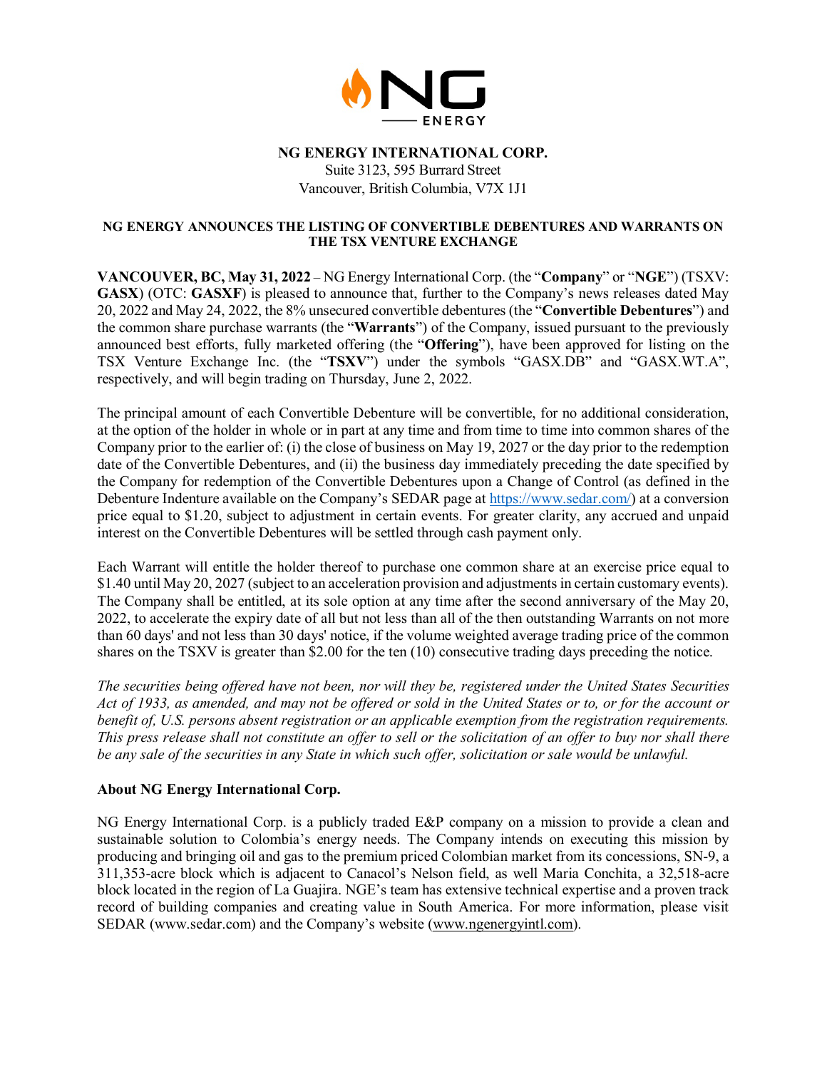**NG ENERGY INTERNATIONAL CORP.**
Suite 3123, 595 Burrard Street
Vancouver, British Columbia, V7X 1J1

# NG ENERGY ANNOUNCES THE LISTING OF CONVERTIBLE DEBENTURES AND WARRANTS ON THE TSX VENTURE EXCHANGE

**VANCOUVER, BC, May 31, 2022** – NG Energy International Corp. (the "**Company**" or "**NGE**") (TSXV: **GASX**) (OTC: **GASXF**) is pleased to announce that, further to the Company's news releases dated May 20, 2022 and May 24, 2022, the 8% unsecured convertible debentures (the "**Convertible Debentures**") and the common share purchase warrants (the "**Warrants**") of the Company, issued pursuant to the previously announced best efforts, fully marketed offering (the "**Offering**"), have been approved for listing on the TSX Venture Exchange Inc. (the "**TSXV**") under the symbols "GASX.DB" and "GASX.WT.A", respectively, and will begin trading on Thursday, June 2, 2022.

The principal amount of each Convertible Debenture will be convertible, for no additional consideration, at the option of the holder in whole or in part at any time and from time to time into common shares of the Company prior to the earlier of: (i) the close of business on May 19, 2027 or the day prior to the redemption date of the Convertible Debentures, and (ii) the business day immediately preceding the date specified by the Company for redemption of the Convertible Debentures upon a Change of Control (as defined in the Debenture Indenture available on the Company's SEDAR page at [https://www.sedar.com/](https://www.sedar.com/)) at a conversion price equal to $1.20, subject to adjustment in certain events. For greater clarity, any accrued and unpaid interest on the Convertible Debentures will be settled through cash payment only.

Each Warrant will entitle the holder thereof to purchase one common share at an exercise price equal to $1.40 until May 20, 2027 (subject to an acceleration provision and adjustments in certain customary events). The Company shall be entitled, at its sole option at any time after the second anniversary of the May 20, 2022, to accelerate the expiry date of all but not less than all of the then outstanding Warrants on not more than 60 days' and not less than 30 days' notice, if the volume weighted average trading price of the common shares on the TSXV is greater than $2.00 for the ten (10) consecutive trading days preceding the notice.

*The securities being offered have not been, nor will they be, registered under the United States Securities Act of 1933, as amended, and may not be offered or sold in the United States or to, or for the account or benefit of, U.S. persons absent registration or an applicable exemption from the registration requirements. This press release shall not constitute an offer to sell or the solicitation of an offer to buy nor shall there be any sale of the securities in any State in which such offer, solicitation or sale would be unlawful.*

## About NG Energy International Corp.

NG Energy International Corp. is a publicly traded E&P company on a mission to provide a clean and sustainable solution to Colombia's energy needs. The Company intends on executing this mission by producing and bringing oil and gas to the premium priced Colombian market from its concessions, SN-9, a 311,353-acre block which is adjacent to Canacol's Nelson field, as well Maria Conchita, a 32,518-acre block located in the region of La Guajira. NGE's team has extensive technical expertise and a proven track record of building companies and creating value in South America. For more information, please visit SEDAR (www.sedar.com) and the Company's website (www.ngenergyintl.com).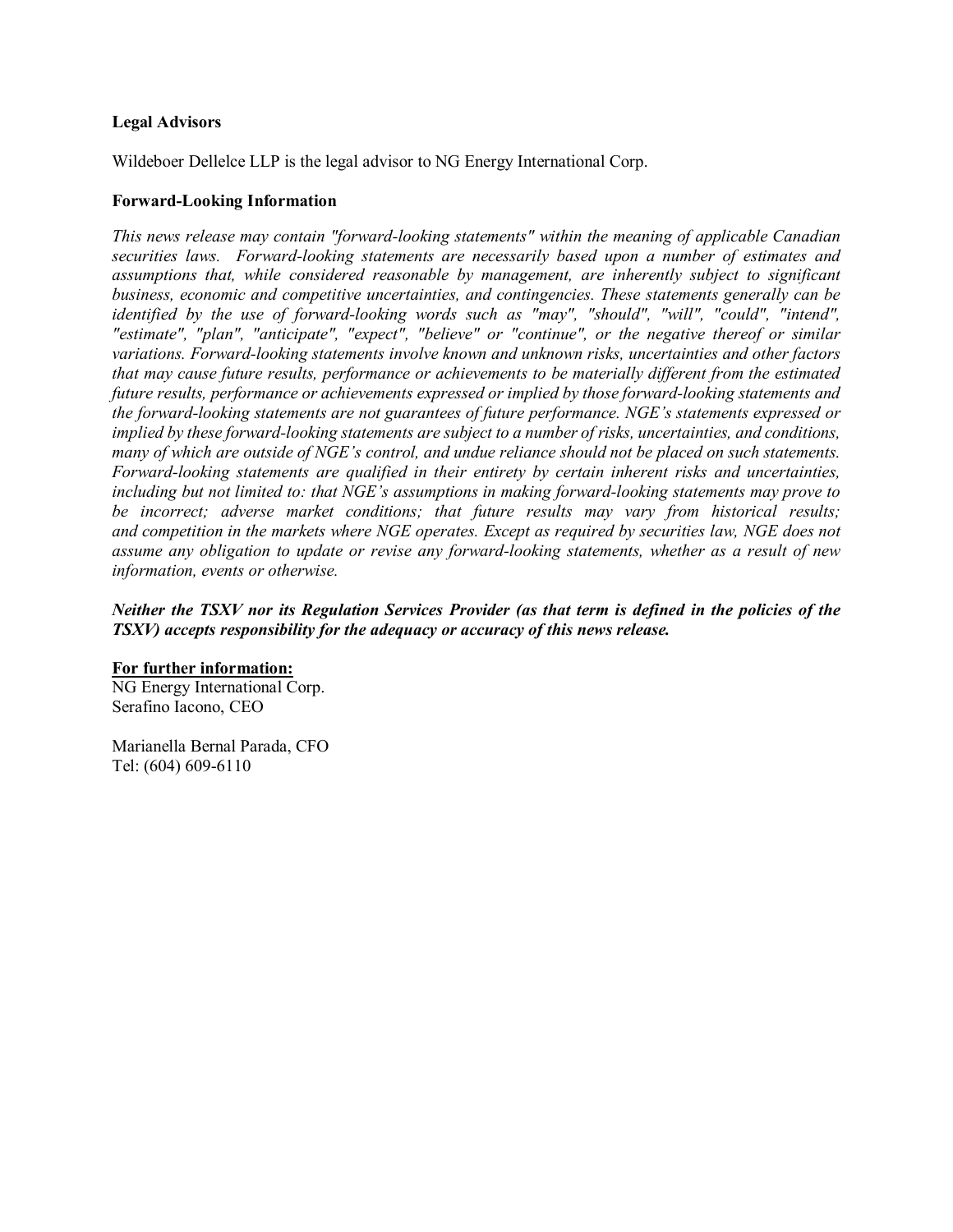**Legal Advisors**

Wildeboer Dellelce LLP is the legal advisor to NG Energy International Corp.

**Forward-Looking Information**

*This news release may contain "forward-looking statements" within the meaning of applicable Canadian securities laws. Forward-looking statements are necessarily based upon a number of estimates and assumptions that, while considered reasonable by management, are inherently subject to significant business, economic and competitive uncertainties, and contingencies. These statements generally can be identified by the use of forward-looking words such as "may", "should", "will", "could", "intend", "estimate", "plan", "anticipate", "expect", "believe" or "continue", or the negative thereof or similar variations. Forward-looking statements involve known and unknown risks, uncertainties and other factors that may cause future results, performance or achievements to be materially different from the estimated future results, performance or achievements expressed or implied by those forward-looking statements and the forward-looking statements are not guarantees of future performance. NGE's statements expressed or implied by these forward-looking statements are subject to a number of risks, uncertainties, and conditions, many of which are outside of NGE's control, and undue reliance should not be placed on such statements. Forward-looking statements are qualified in their entirety by certain inherent risks and uncertainties, including but not limited to: that NGE's assumptions in making forward-looking statements may prove to be incorrect; adverse market conditions; that future results may vary from historical results; and competition in the markets where NGE operates. Except as required by securities law, NGE does not assume any obligation to update or revise any forward-looking statements, whether as a result of new information, events or otherwise.*

***Neither the TSXV nor its Regulation Services Provider (as that term is defined in the policies of the TSXV) accepts responsibility for the adequacy or accuracy of this news release.***

**For further information:**
NG Energy International Corp.
Serafino Iacono, CEO

Marianella Bernal Parada, CFO
Tel: (604) 609-6110